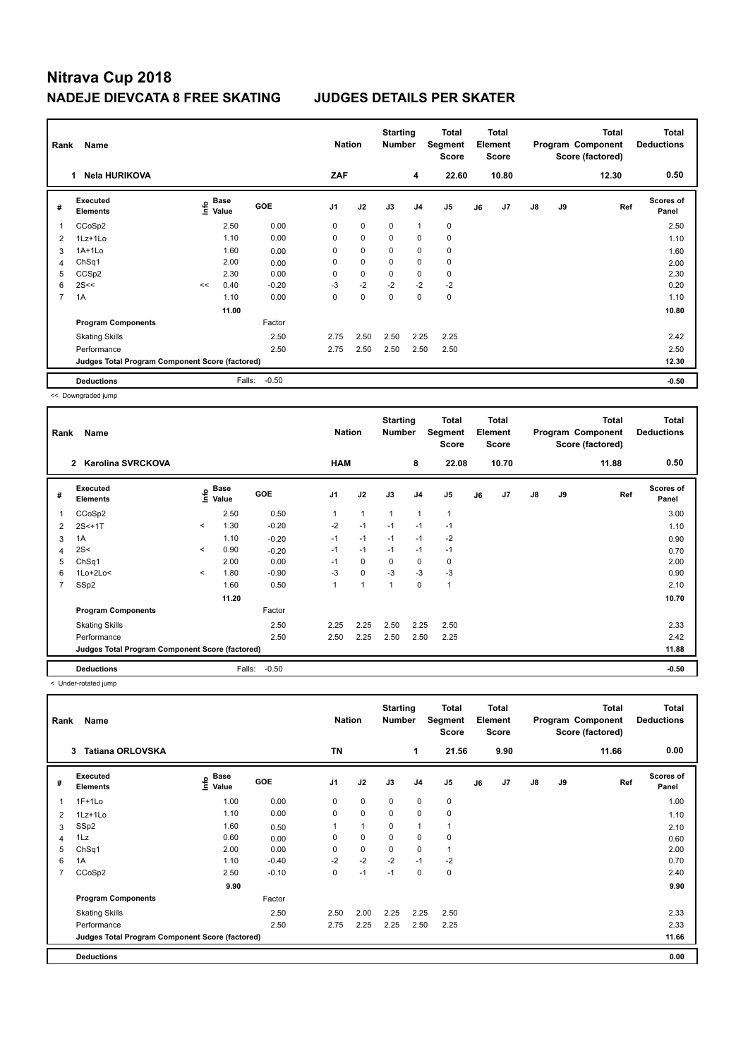# Nitrava Cup 2018

## NADEJE DIEVCATA 8 FREE SKATING — JUDGES DETAILS PER SKATER

| Rank | Name | Nation | Starting Number | Total Segment Score | Total Element Score | Total Program Component Score (factored) | Total Deductions |
|---|---|---|---|---|---|---|---|
| 1 | Nela HURIKOVA | ZAF | 4 | 22.60 | 10.80 | 12.30 | 0.50 |

| # | Executed Elements | Info | Base Value | GOE | J1 | J2 | J3 | J4 | J5 | J6 | J7 | J8 | J9 | Ref | Scores of Panel |
|---|---|---|---|---|---|---|---|---|---|---|---|---|---|---|---|
| 1 | CCoSp2 | | 2.50 | 0.00 | 0 | 0 | 0 | 1 | 0 | | | | | | 2.50 |
| 2 | 1Lz+1Lo | | 1.10 | 0.00 | 0 | 0 | 0 | 0 | 0 | | | | | | 1.10 |
| 3 | 1A+1Lo | | 1.60 | 0.00 | 0 | 0 | 0 | 0 | 0 | | | | | | 1.60 |
| 4 | ChSq1 | | 2.00 | 0.00 | 0 | 0 | 0 | 0 | 0 | | | | | | 2.00 |
| 5 | CCSp2 | | 2.30 | 0.00 | 0 | 0 | 0 | 0 | 0 | | | | | | 2.30 |
| 6 | 2S<< | << | 0.40 | -0.20 | -3 | -2 | -2 | -2 | -2 | | | | | | 0.20 |
| 7 | 1A | | 1.10 | 0.00 | 0 | 0 | 0 | 0 | 0 | | | | | | 1.10 |
| | | | 11.00 | | | | | | | | | | | | 10.80 |
| | **Program Components** | | | Factor | | | | | | | | | | | |
| | Skating Skills | | | 2.50 | 2.75 | 2.50 | 2.50 | 2.25 | 2.25 | | | | | | 2.42 |
| | Performance | | | 2.50 | 2.75 | 2.50 | 2.50 | 2.50 | 2.50 | | | | | | 2.50 |
| | Judges Total Program Component Score (factored) | | | | | | | | | | | | | | 12.30 |
| | **Deductions** | | Falls: | -0.50 | | | | | | | | | | | -0.50 |

<< Downgraded jump

| Rank | Name | Nation | Starting Number | Total Segment Score | Total Element Score | Total Program Component Score (factored) | Total Deductions |
|---|---|---|---|---|---|---|---|
| 2 | Karolina SVRCKOVA | HAM | 8 | 22.08 | 10.70 | 11.88 | 0.50 |

| # | Executed Elements | Info | Base Value | GOE | J1 | J2 | J3 | J4 | J5 | J6 | J7 | J8 | J9 | Ref | Scores of Panel |
|---|---|---|---|---|---|---|---|---|---|---|---|---|---|---|---|
| 1 | CCoSp2 | | 2.50 | 0.50 | 1 | 1 | 1 | 1 | 1 | | | | | | 3.00 |
| 2 | 2S<+1T | < | 1.30 | -0.20 | -2 | -1 | -1 | -1 | -1 | | | | | | 1.10 |
| 3 | 1A | | 1.10 | -0.20 | -1 | -1 | -1 | -1 | -2 | | | | | | 0.90 |
| 4 | 2S< | < | 0.90 | -0.20 | -1 | -1 | -1 | -1 | -1 | | | | | | 0.70 |
| 5 | ChSq1 | | 2.00 | 0.00 | -1 | 0 | 0 | 0 | 0 | | | | | | 2.00 |
| 6 | 1Lo+2Lo< | < | 1.80 | -0.90 | -3 | 0 | -3 | -3 | -3 | | | | | | 0.90 |
| 7 | SSp2 | | 1.60 | 0.50 | 1 | 1 | 1 | 0 | 1 | | | | | | 2.10 |
| | | | 11.20 | | | | | | | | | | | | 10.70 |
| | **Program Components** | | | Factor | | | | | | | | | | | |
| | Skating Skills | | | 2.50 | 2.25 | 2.25 | 2.50 | 2.25 | 2.50 | | | | | | 2.33 |
| | Performance | | | 2.50 | 2.50 | 2.25 | 2.50 | 2.50 | 2.25 | | | | | | 2.42 |
| | Judges Total Program Component Score (factored) | | | | | | | | | | | | | | 11.88 |
| | **Deductions** | | Falls: | -0.50 | | | | | | | | | | | -0.50 |

< Under-rotated jump

| Rank | Name | Nation | Starting Number | Total Segment Score | Total Element Score | Total Program Component Score (factored) | Total Deductions |
|---|---|---|---|---|---|---|---|
| 3 | Tatiana ORLOVSKA | TN | 1 | 21.56 | 9.90 | 11.66 | 0.00 |

| # | Executed Elements | Info | Base Value | GOE | J1 | J2 | J3 | J4 | J5 | J6 | J7 | J8 | J9 | Ref | Scores of Panel |
|---|---|---|---|---|---|---|---|---|---|---|---|---|---|---|---|
| 1 | 1F+1Lo | | 1.00 | 0.00 | 0 | 0 | 0 | 0 | 0 | | | | | | 1.00 |
| 2 | 1Lz+1Lo | | 1.10 | 0.00 | 0 | 0 | 0 | 0 | 0 | | | | | | 1.10 |
| 3 | SSp2 | | 1.60 | 0.50 | 1 | 1 | 0 | 1 | 1 | | | | | | 2.10 |
| 4 | 1Lz | | 0.60 | 0.00 | 0 | 0 | 0 | 0 | 0 | | | | | | 0.60 |
| 5 | ChSq1 | | 2.00 | 0.00 | 0 | 0 | 0 | 0 | 1 | | | | | | 2.00 |
| 6 | 1A | | 1.10 | -0.40 | -2 | -2 | -2 | -1 | -2 | | | | | | 0.70 |
| 7 | CCoSp2 | | 2.50 | -0.10 | 0 | -1 | -1 | 0 | 0 | | | | | | 2.40 |
| | | | 9.90 | | | | | | | | | | | | 9.90 |
| | **Program Components** | | | Factor | | | | | | | | | | | |
| | Skating Skills | | | 2.50 | 2.50 | 2.00 | 2.25 | 2.25 | 2.50 | | | | | | 2.33 |
| | Performance | | | 2.50 | 2.75 | 2.25 | 2.25 | 2.50 | 2.25 | | | | | | 2.33 |
| | Judges Total Program Component Score (factored) | | | | | | | | | | | | | | 11.66 |
| | **Deductions** | | | | | | | | | | | | | | 0.00 |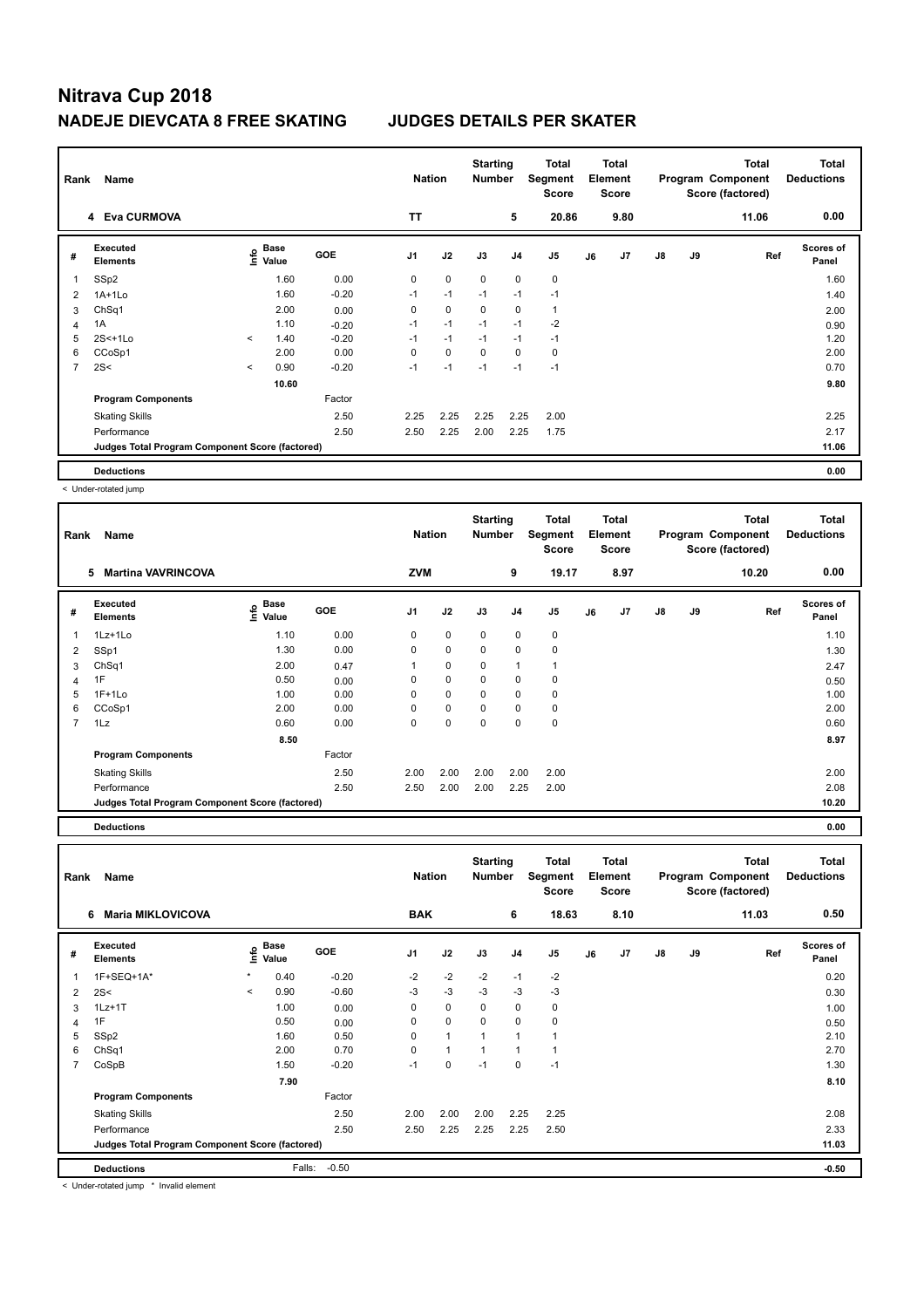# Nitrava Cup 2018

## NADEJE DIEVCATA 8 FREE SKATING — JUDGES DETAILS PER SKATER

| Rank | Name | Nation | Starting Number | Total Segment Score | Total Element Score | Total Program Component Score (factored) | Total Deductions |
|---|---|---|---|---|---|---|---|
| 4 | Eva CURMOVA | TT | 5 | 20.86 | 9.80 | 11.06 | 0.00 |

| # | Executed Elements | Info | Base Value | GOE | J1 | J2 | J3 | J4 | J5 | J6 | J7 | J8 | J9 | Ref | Scores of Panel |
|---|---|---|---|---|---|---|---|---|---|---|---|---|---|---|---|
| 1 | SSp2 | | 1.60 | 0.00 | 0 | 0 | 0 | 0 | 0 | | | | | | 1.60 |
| 2 | 1A+1Lo | | 1.60 | -0.20 | -1 | -1 | -1 | -1 | -1 | | | | | | 1.40 |
| 3 | ChSq1 | | 2.00 | 0.00 | 0 | 0 | 0 | 0 | 1 | | | | | | 2.00 |
| 4 | 1A | | 1.10 | -0.20 | -1 | -1 | -1 | -1 | -2 | | | | | | 0.90 |
| 5 | 2S<+1Lo | < | 1.40 | -0.20 | -1 | -1 | -1 | -1 | -1 | | | | | | 1.20 |
| 6 | CCoSp1 | | 2.00 | 0.00 | 0 | 0 | 0 | 0 | 0 | | | | | | 2.00 |
| 7 | 2S< | < | 0.90 | -0.20 | -1 | -1 | -1 | -1 | -1 | | | | | | 0.70 |
| | | | 10.60 | | | | | | | | | | | | 9.80 |
| | **Program Components** | | | Factor | | | | | | | | | | | |
| | Skating Skills | | | 2.50 | 2.25 | 2.25 | 2.25 | 2.25 | 2.00 | | | | | | 2.25 |
| | Performance | | | 2.50 | 2.50 | 2.25 | 2.00 | 2.25 | 1.75 | | | | | | 2.17 |
| | **Judges Total Program Component Score (factored)** | | | | | | | | | | | | | | 11.06 |
| | **Deductions** | | | | | | | | | | | | | | 0.00 |

< Under-rotated jump

| Rank | Name | Nation | Starting Number | Total Segment Score | Total Element Score | Total Program Component Score (factored) | Total Deductions |
|---|---|---|---|---|---|---|---|
| 5 | Martina VAVRINCOVA | ZVM | 9 | 19.17 | 8.97 | 10.20 | 0.00 |

| # | Executed Elements | Info | Base Value | GOE | J1 | J2 | J3 | J4 | J5 | J6 | J7 | J8 | J9 | Ref | Scores of Panel |
|---|---|---|---|---|---|---|---|---|---|---|---|---|---|---|---|
| 1 | 1Lz+1Lo | | 1.10 | 0.00 | 0 | 0 | 0 | 0 | 0 | | | | | | 1.10 |
| 2 | SSp1 | | 1.30 | 0.00 | 0 | 0 | 0 | 0 | 0 | | | | | | 1.30 |
| 3 | ChSq1 | | 2.00 | 0.47 | 1 | 0 | 0 | 1 | 1 | | | | | | 2.47 |
| 4 | 1F | | 0.50 | 0.00 | 0 | 0 | 0 | 0 | 0 | | | | | | 0.50 |
| 5 | 1F+1Lo | | 1.00 | 0.00 | 0 | 0 | 0 | 0 | 0 | | | | | | 1.00 |
| 6 | CCoSp1 | | 2.00 | 0.00 | 0 | 0 | 0 | 0 | 0 | | | | | | 2.00 |
| 7 | 1Lz | | 0.60 | 0.00 | 0 | 0 | 0 | 0 | 0 | | | | | | 0.60 |
| | | | 8.50 | | | | | | | | | | | | 8.97 |
| | **Program Components** | | | Factor | | | | | | | | | | | |
| | Skating Skills | | | 2.50 | 2.00 | 2.00 | 2.00 | 2.00 | 2.00 | | | | | | 2.00 |
| | Performance | | | 2.50 | 2.50 | 2.00 | 2.00 | 2.25 | 2.00 | | | | | | 2.08 |
| | **Judges Total Program Component Score (factored)** | | | | | | | | | | | | | | 10.20 |
| | **Deductions** | | | | | | | | | | | | | | 0.00 |

| Rank | Name | Nation | Starting Number | Total Segment Score | Total Element Score | Total Program Component Score (factored) | Total Deductions |
|---|---|---|---|---|---|---|---|
| 6 | Maria MIKLOVICOVA | BAK | 6 | 18.63 | 8.10 | 11.03 | 0.50 |

| # | Executed Elements | Info | Base Value | GOE | J1 | J2 | J3 | J4 | J5 | J6 | J7 | J8 | J9 | Ref | Scores of Panel |
|---|---|---|---|---|---|---|---|---|---|---|---|---|---|---|---|
| 1 | 1F+SEQ+1A* | * | 0.40 | -0.20 | -2 | -2 | -2 | -1 | -2 | | | | | | 0.20 |
| 2 | 2S< | < | 0.90 | -0.60 | -3 | -3 | -3 | -3 | -3 | | | | | | 0.30 |
| 3 | 1Lz+1T | | 1.00 | 0.00 | 0 | 0 | 0 | 0 | 0 | | | | | | 1.00 |
| 4 | 1F | | 0.50 | 0.00 | 0 | 0 | 0 | 0 | 0 | | | | | | 0.50 |
| 5 | SSp2 | | 1.60 | 0.50 | 0 | 1 | 1 | 1 | 1 | | | | | | 2.10 |
| 6 | ChSq1 | | 2.00 | 0.70 | 0 | 1 | 1 | 1 | 1 | | | | | | 2.70 |
| 7 | CoSpB | | 1.50 | -0.20 | -1 | 0 | -1 | 0 | -1 | | | | | | 1.30 |
| | | | 7.90 | | | | | | | | | | | | 8.10 |
| | **Program Components** | | | Factor | | | | | | | | | | | |
| | Skating Skills | | | 2.50 | 2.00 | 2.00 | 2.00 | 2.25 | 2.25 | | | | | | 2.08 |
| | Performance | | | 2.50 | 2.50 | 2.25 | 2.25 | 2.25 | 2.50 | | | | | | 2.33 |
| | **Judges Total Program Component Score (factored)** | | | | | | | | | | | | | | 11.03 |
| | **Deductions** | | Falls: | -0.50 | | | | | | | | | | | -0.50 |

< Under-rotated jump * Invalid element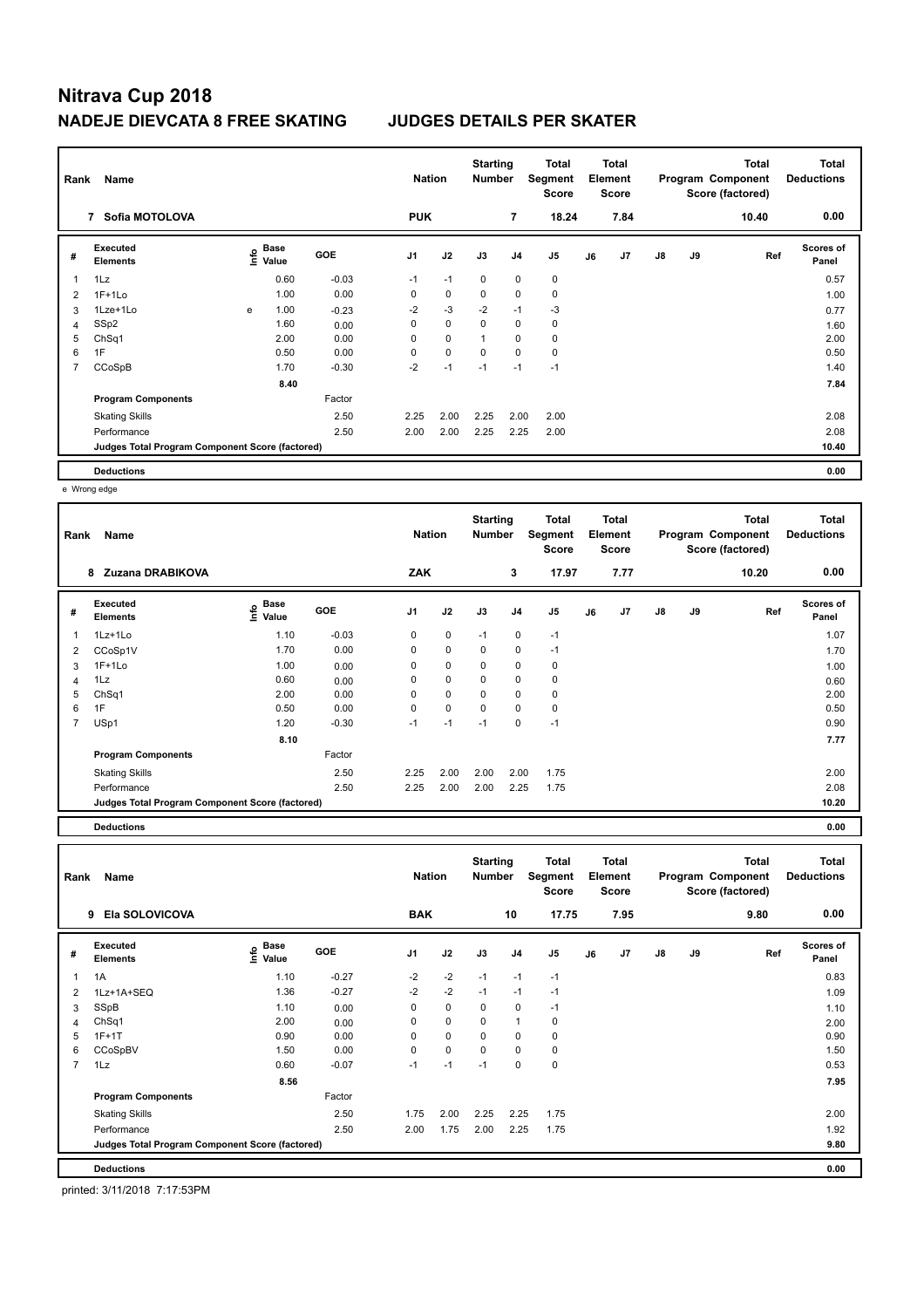# Nitrava Cup 2018

## NADEJE DIEVCATA 8 FREE SKATING JUDGES DETAILS PER SKATER

| Rank | Name | Nation | Starting Number | Total Segment Score | Total Element Score | Total Program Component Score (factored) | Total Deductions |
|---|---|---|---|---|---|---|---|
| 7 | Sofia MOTOLOVA | PUK | 7 | 18.24 | 7.84 | 10.40 | 0.00 |

| # | Executed Elements | Info | Base Value | GOE | J1 | J2 | J3 | J4 | J5 | J6 | J7 | J8 | J9 | Ref | Scores of Panel |
|---|---|---|---|---|---|---|---|---|---|---|---|---|---|---|---|
| 1 | 1Lz | | 0.60 | -0.03 | -1 | -1 | 0 | 0 | 0 | | | | | | 0.57 |
| 2 | 1F+1Lo | | 1.00 | 0.00 | 0 | 0 | 0 | 0 | 0 | | | | | | 1.00 |
| 3 | 1Lze+1Lo | e | 1.00 | -0.23 | -2 | -3 | -2 | -1 | -3 | | | | | | 0.77 |
| 4 | SSp2 | | 1.60 | 0.00 | 0 | 0 | 0 | 0 | 0 | | | | | | 1.60 |
| 5 | ChSq1 | | 2.00 | 0.00 | 0 | 0 | 1 | 0 | 0 | | | | | | 2.00 |
| 6 | 1F | | 0.50 | 0.00 | 0 | 0 | 0 | 0 | 0 | | | | | | 0.50 |
| 7 | CCoSpB | | 1.70 | -0.30 | -2 | -1 | -1 | -1 | -1 | | | | | | 1.40 |
| | | | 8.40 | | | | | | | | | | | | 7.84 |
| | Program Components | | | Factor | | | | | | | | | | | |
| | Skating Skills | | | 2.50 | 2.25 | 2.00 | 2.25 | 2.00 | 2.00 | | | | | | 2.08 |
| | Performance | | | 2.50 | 2.00 | 2.00 | 2.25 | 2.25 | 2.00 | | | | | | 2.08 |
| | Judges Total Program Component Score (factored) | | | | | | | | | | | | | | 10.40 |
| | Deductions | | | | | | | | | | | | | | 0.00 |

e Wrong edge

| Rank | Name | Nation | Starting Number | Total Segment Score | Total Element Score | Total Program Component Score (factored) | Total Deductions |
|---|---|---|---|---|---|---|---|
| 8 | Zuzana DRABIKOVA | ZAK | 3 | 17.97 | 7.77 | 10.20 | 0.00 |

| # | Executed Elements | Info | Base Value | GOE | J1 | J2 | J3 | J4 | J5 | J6 | J7 | J8 | J9 | Ref | Scores of Panel |
|---|---|---|---|---|---|---|---|---|---|---|---|---|---|---|---|
| 1 | 1Lz+1Lo | | 1.10 | -0.03 | 0 | 0 | -1 | 0 | -1 | | | | | | 1.07 |
| 2 | CCoSp1V | | 1.70 | 0.00 | 0 | 0 | 0 | 0 | -1 | | | | | | 1.70 |
| 3 | 1F+1Lo | | 1.00 | 0.00 | 0 | 0 | 0 | 0 | 0 | | | | | | 1.00 |
| 4 | 1Lz | | 0.60 | 0.00 | 0 | 0 | 0 | 0 | 0 | | | | | | 0.60 |
| 5 | ChSq1 | | 2.00 | 0.00 | 0 | 0 | 0 | 0 | 0 | | | | | | 2.00 |
| 6 | 1F | | 0.50 | 0.00 | 0 | 0 | 0 | 0 | 0 | | | | | | 0.50 |
| 7 | USp1 | | 1.20 | -0.30 | -1 | -1 | -1 | 0 | -1 | | | | | | 0.90 |
| | | | 8.10 | | | | | | | | | | | | 7.77 |
| | Program Components | | | Factor | | | | | | | | | | | |
| | Skating Skills | | | 2.50 | 2.25 | 2.00 | 2.00 | 2.00 | 1.75 | | | | | | 2.00 |
| | Performance | | | 2.50 | 2.25 | 2.00 | 2.00 | 2.25 | 1.75 | | | | | | 2.08 |
| | Judges Total Program Component Score (factored) | | | | | | | | | | | | | | 10.20 |
| | Deductions | | | | | | | | | | | | | | 0.00 |

| Rank | Name | Nation | Starting Number | Total Segment Score | Total Element Score | Total Program Component Score (factored) | Total Deductions |
|---|---|---|---|---|---|---|---|
| 9 | Ela SOLOVICOVA | BAK | 10 | 17.75 | 7.95 | 9.80 | 0.00 |

| # | Executed Elements | Info | Base Value | GOE | J1 | J2 | J3 | J4 | J5 | J6 | J7 | J8 | J9 | Ref | Scores of Panel |
|---|---|---|---|---|---|---|---|---|---|---|---|---|---|---|---|
| 1 | 1A | | 1.10 | -0.27 | -2 | -2 | -1 | -1 | -1 | | | | | | 0.83 |
| 2 | 1Lz+1A+SEQ | | 1.36 | -0.27 | -2 | -2 | -1 | -1 | -1 | | | | | | 1.09 |
| 3 | SSpB | | 1.10 | 0.00 | 0 | 0 | 0 | 0 | -1 | | | | | | 1.10 |
| 4 | ChSq1 | | 2.00 | 0.00 | 0 | 0 | 0 | 1 | 0 | | | | | | 2.00 |
| 5 | 1F+1T | | 0.90 | 0.00 | 0 | 0 | 0 | 0 | 0 | | | | | | 0.90 |
| 6 | CCoSpBV | | 1.50 | 0.00 | 0 | 0 | 0 | 0 | 0 | | | | | | 1.50 |
| 7 | 1Lz | | 0.60 | -0.07 | -1 | -1 | -1 | 0 | 0 | | | | | | 0.53 |
| | | | 8.56 | | | | | | | | | | | | 7.95 |
| | Program Components | | | Factor | | | | | | | | | | | |
| | Skating Skills | | | 2.50 | 1.75 | 2.00 | 2.25 | 2.25 | 1.75 | | | | | | 2.00 |
| | Performance | | | 2.50 | 2.00 | 1.75 | 2.00 | 2.25 | 1.75 | | | | | | 1.92 |
| | Judges Total Program Component Score (factored) | | | | | | | | | | | | | | 9.80 |
| | Deductions | | | | | | | | | | | | | | 0.00 |

printed: 3/11/2018 7:17:53PM